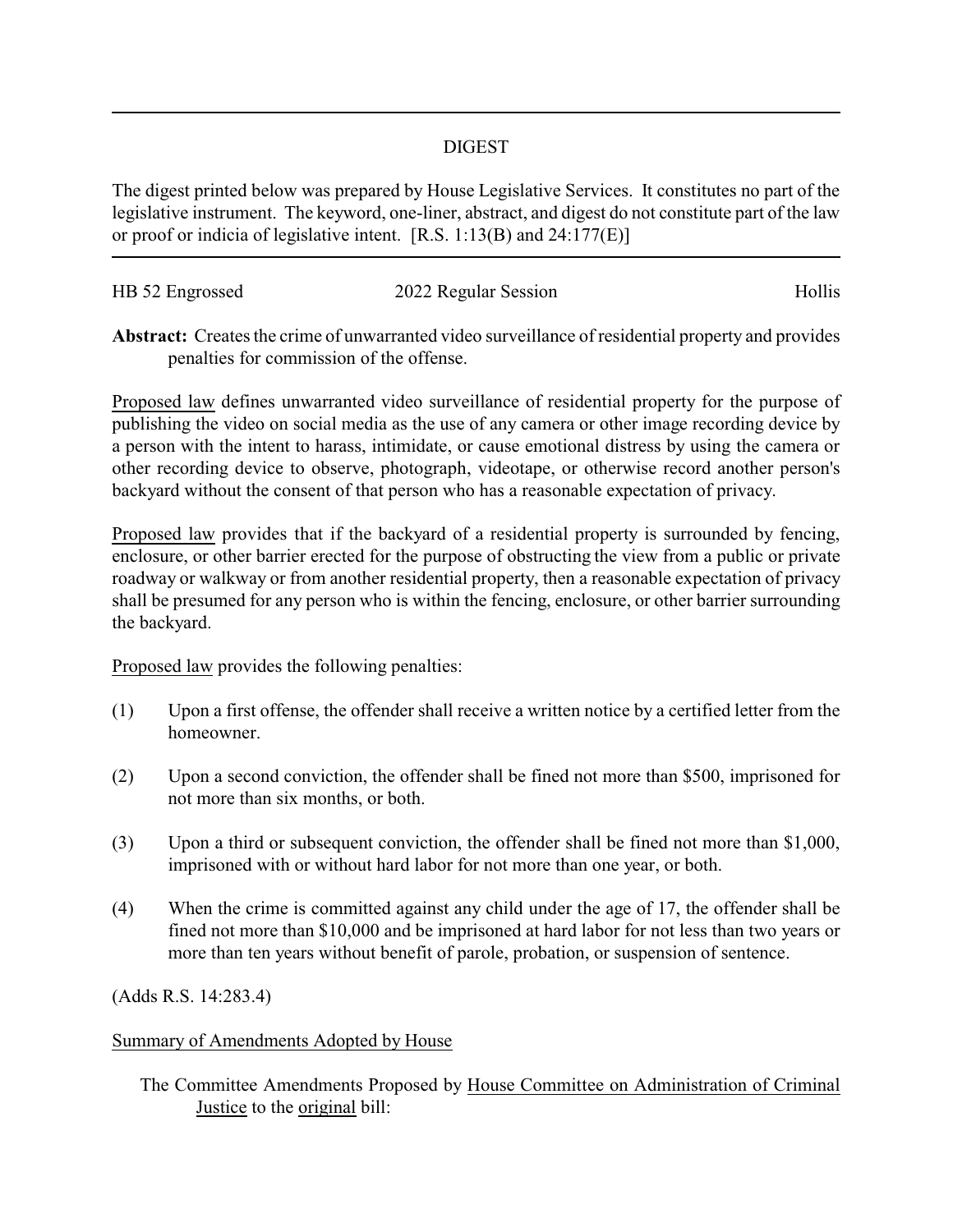# DIGEST

The digest printed below was prepared by House Legislative Services. It constitutes no part of the legislative instrument. The keyword, one-liner, abstract, and digest do not constitute part of the law or proof or indicia of legislative intent. [R.S. 1:13(B) and 24:177(E)]

---

| HB 52 Engrossed | 2022 Regular Session | Hollis |
|---|---|---|

**Abstract:** Creates the crime of unwarranted video surveillance of residential property and provides penalties for commission of the offense.

Proposed law defines unwarranted video surveillance of residential property for the purpose of publishing the video on social media as the use of any camera or other image recording device by a person with the intent to harass, intimidate, or cause emotional distress by using the camera or other recording device to observe, photograph, videotape, or otherwise record another person's backyard without the consent of that person who has a reasonable expectation of privacy.

Proposed law provides that if the backyard of a residential property is surrounded by fencing, enclosure, or other barrier erected for the purpose of obstructing the view from a public or private roadway or walkway or from another residential property, then a reasonable expectation of privacy shall be presumed for any person who is within the fencing, enclosure, or other barrier surrounding the backyard.

Proposed law provides the following penalties:

(1) Upon a first offense, the offender shall receive a written notice by a certified letter from the homeowner.

(2) Upon a second conviction, the offender shall be fined not more than $500, imprisoned for not more than six months, or both.

(3) Upon a third or subsequent conviction, the offender shall be fined not more than $1,000, imprisoned with or without hard labor for not more than one year, or both.

(4) When the crime is committed against any child under the age of 17, the offender shall be fined not more than $10,000 and be imprisoned at hard labor for not less than two years or more than ten years without benefit of parole, probation, or suspension of sentence.

(Adds R.S. 14:283.4)

Summary of Amendments Adopted by House

The Committee Amendments Proposed by House Committee on Administration of Criminal Justice to the original bill: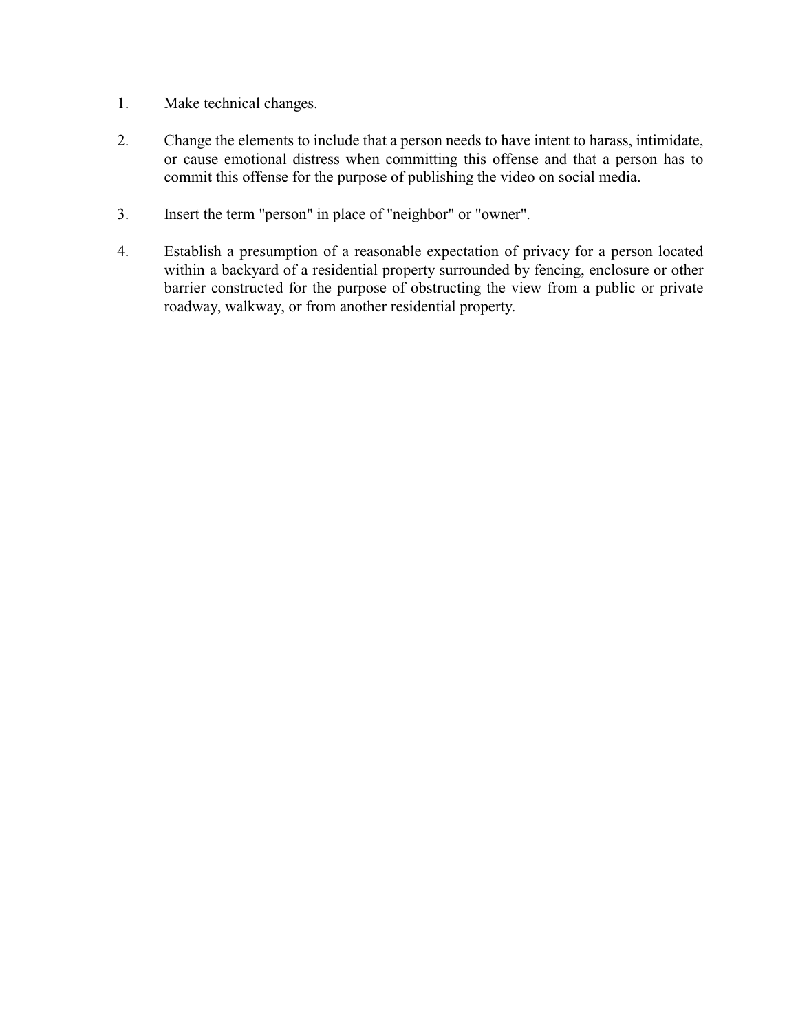1. Make technical changes.

2. Change the elements to include that a person needs to have intent to harass, intimidate, or cause emotional distress when committing this offense and that a person has to commit this offense for the purpose of publishing the video on social media.

3. Insert the term "person" in place of "neighbor" or "owner".

4. Establish a presumption of a reasonable expectation of privacy for a person located within a backyard of a residential property surrounded by fencing, enclosure or other barrier constructed for the purpose of obstructing the view from a public or private roadway, walkway, or from another residential property.